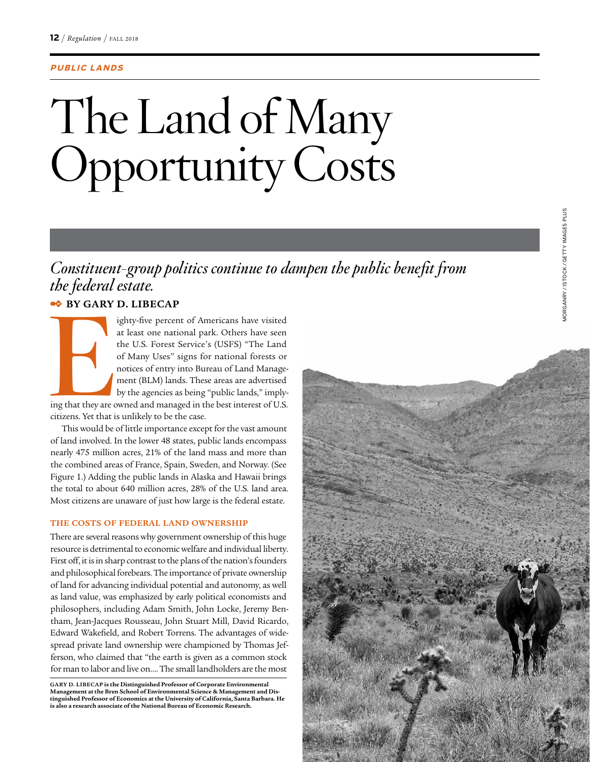PUBLIC LANDS

# The Land of Many Opportunity Costs

*Constituent-group politics continue to dampen the public benefit from the federal estate.*

**BY GARY D. LIBECAP**

Eighty-five percent of Americans have visited at least one national park. Others have seen the U.S. Forest Service's (USFS) "The Land of Many Uses" signs for national forests or notices of entry into Bureau of Land Management (BLM) lands. These areas are advertised by the agencies as being "public lands," implying that they are owned and managed in the best interest of U.S. citizens. Yet that is unlikely to be the case.

This would be of little importance except for the vast amount of land involved. In the lower 48 states, public lands encompass nearly 475 million acres, 21% of the land mass and more than the combined areas of France, Spain, Sweden, and Norway. (See Figure 1.) Adding the public lands in Alaska and Hawaii brings the total to about 640 million acres, 28% of the U.S. land area. Most citizens are unaware of just how large is the federal estate.

## THE COSTS OF FEDERAL LAND OWNERSHIP

There are several reasons why government ownership of this huge resource is detrimental to economic welfare and individual liberty. First off, it is in sharp contrast to the plans of the nation's founders and philosophical forebears. The importance of private ownership of land for advancing individual potential and autonomy, as well as land value, was emphasized by early political economists and philosophers, including Adam Smith, John Locke, Jeremy Bentham, Jean-Jacques Rousseau, John Stuart Mill, David Ricardo, Edward Wakefield, and Robert Torrens. The advantages of widespread private land ownership were championed by Thomas Jefferson, who claimed that "the earth is given as a common stock for man to labor and live on.... The small landholders are the most

**GARY D. LIBECAP is the Distinguished Professor of Corporate Environmental Management at the Bren School of Environmental Science & Management and Distinguished Professor of Economics at the University of California, Santa Barbara. He is also a research associate of the National Bureau of Economic Research.**

MORGANRY / ISTOCK / GETTY IMAGES PLUS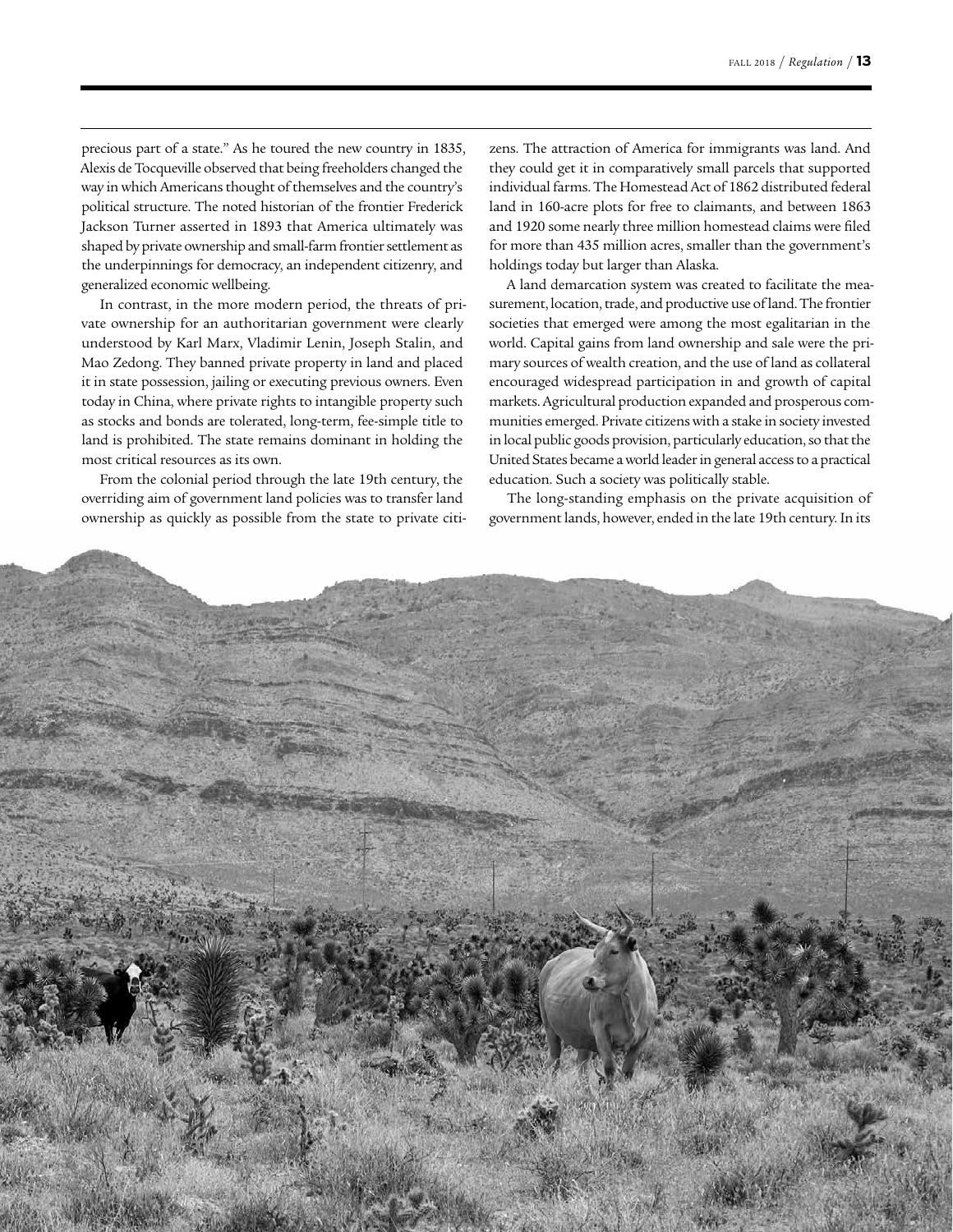precious part of a state." As he toured the new country in 1835, Alexis de Tocqueville observed that being freeholders changed the way in which Americans thought of themselves and the country's political structure. The noted historian of the frontier Frederick Jackson Turner asserted in 1893 that America ultimately was shaped by private ownership and small-farm frontier settlement as the underpinnings for democracy, an independent citizenry, and generalized economic wellbeing.

In contrast, in the more modern period, the threats of private ownership for an authoritarian government were clearly understood by Karl Marx, Vladimir Lenin, Joseph Stalin, and Mao Zedong. They banned private property in land and placed it in state possession, jailing or executing previous owners. Even today in China, where private rights to intangible property such as stocks and bonds are tolerated, long-term, fee-simple title to land is prohibited. The state remains dominant in holding the most critical resources as its own.

From the colonial period through the late 19th century, the overriding aim of government land policies was to transfer land ownership as quickly as possible from the state to private citizens. The attraction of America for immigrants was land. And they could get it in comparatively small parcels that supported individual farms. The Homestead Act of 1862 distributed federal land in 160-acre plots for free to claimants, and between 1863 and 1920 some nearly three million homestead claims were filed for more than 435 million acres, smaller than the government's holdings today but larger than Alaska.

A land demarcation system was created to facilitate the measurement, location, trade, and productive use of land. The frontier societies that emerged were among the most egalitarian in the world. Capital gains from land ownership and sale were the primary sources of wealth creation, and the use of land as collateral encouraged widespread participation in and growth of capital markets. Agricultural production expanded and prosperous communities emerged. Private citizens with a stake in society invested in local public goods provision, particularly education, so that the United States became a world leader in general access to a practical education. Such a society was politically stable.

The long-standing emphasis on the private acquisition of government lands, however, ended in the late 19th century. In its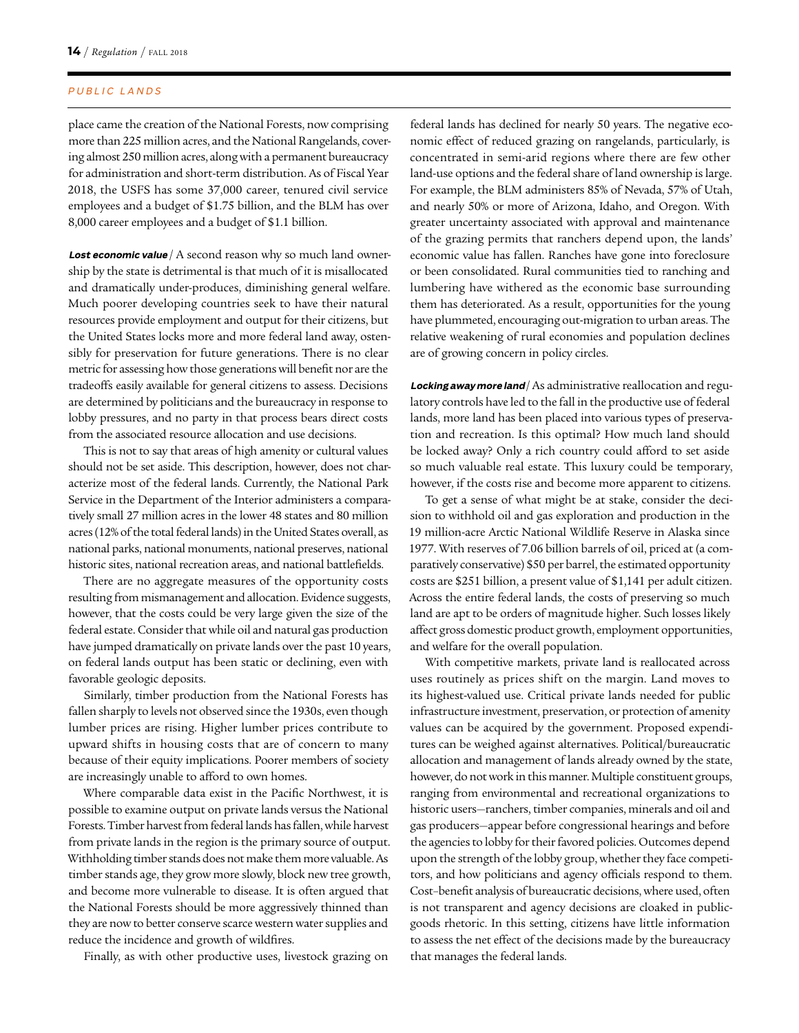place came the creation of the National Forests, now comprising more than 225 million acres, and the National Rangelands, covering almost 250 million acres, along with a permanent bureaucracy for administration and short-term distribution. As of Fiscal Year 2018, the USFS has some 37,000 career, tenured civil service employees and a budget of $1.75 billion, and the BLM has over 8,000 career employees and a budget of $1.1 billion.

***Lost economic value*** / A second reason why so much land ownership by the state is detrimental is that much of it is misallocated and dramatically under-produces, diminishing general welfare. Much poorer developing countries seek to have their natural resources provide employment and output for their citizens, but the United States locks more and more federal land away, ostensibly for preservation for future generations. There is no clear metric for assessing how those generations will benefit nor are the tradeoffs easily available for general citizens to assess. Decisions are determined by politicians and the bureaucracy in response to lobby pressures, and no party in that process bears direct costs from the associated resource allocation and use decisions.

This is not to say that areas of high amenity or cultural values should not be set aside. This description, however, does not characterize most of the federal lands. Currently, the National Park Service in the Department of the Interior administers a comparatively small 27 million acres in the lower 48 states and 80 million acres (12% of the total federal lands) in the United States overall, as national parks, national monuments, national preserves, national historic sites, national recreation areas, and national battlefields.

There are no aggregate measures of the opportunity costs resulting from mismanagement and allocation. Evidence suggests, however, that the costs could be very large given the size of the federal estate. Consider that while oil and natural gas production have jumped dramatically on private lands over the past 10 years, on federal lands output has been static or declining, even with favorable geologic deposits.

Similarly, timber production from the National Forests has fallen sharply to levels not observed since the 1930s, even though lumber prices are rising. Higher lumber prices contribute to upward shifts in housing costs that are of concern to many because of their equity implications. Poorer members of society are increasingly unable to afford to own homes.

Where comparable data exist in the Pacific Northwest, it is possible to examine output on private lands versus the National Forests. Timber harvest from federal lands has fallen, while harvest from private lands in the region is the primary source of output. Withholding timber stands does not make them more valuable. As timber stands age, they grow more slowly, block new tree growth, and become more vulnerable to disease. It is often argued that the National Forests should be more aggressively thinned than they are now to better conserve scarce western water supplies and reduce the incidence and growth of wildfires.

Finally, as with other productive uses, livestock grazing on federal lands has declined for nearly 50 years. The negative economic effect of reduced grazing on rangelands, particularly, is concentrated in semi-arid regions where there are few other land-use options and the federal share of land ownership is large. For example, the BLM administers 85% of Nevada, 57% of Utah, and nearly 50% or more of Arizona, Idaho, and Oregon. With greater uncertainty associated with approval and maintenance of the grazing permits that ranchers depend upon, the lands' economic value has fallen. Ranches have gone into foreclosure or been consolidated. Rural communities tied to ranching and lumbering have withered as the economic base surrounding them has deteriorated. As a result, opportunities for the young have plummeted, encouraging out-migration to urban areas. The relative weakening of rural economies and population declines are of growing concern in policy circles.

***Locking away more land*** / As administrative reallocation and regulatory controls have led to the fall in the productive use of federal lands, more land has been placed into various types of preservation and recreation. Is this optimal? How much land should be locked away? Only a rich country could afford to set aside so much valuable real estate. This luxury could be temporary, however, if the costs rise and become more apparent to citizens.

To get a sense of what might be at stake, consider the decision to withhold oil and gas exploration and production in the 19 million-acre Arctic National Wildlife Reserve in Alaska since 1977. With reserves of 7.06 billion barrels of oil, priced at (a comparatively conservative) $50 per barrel, the estimated opportunity costs are $251 billion, a present value of $1,141 per adult citizen. Across the entire federal lands, the costs of preserving so much land are apt to be orders of magnitude higher. Such losses likely affect gross domestic product growth, employment opportunities, and welfare for the overall population.

With competitive markets, private land is reallocated across uses routinely as prices shift on the margin. Land moves to its highest-valued use. Critical private lands needed for public infrastructure investment, preservation, or protection of amenity values can be acquired by the government. Proposed expenditures can be weighed against alternatives. Political/bureaucratic allocation and management of lands already owned by the state, however, do not work in this manner. Multiple constituent groups, ranging from environmental and recreational organizations to historic users—ranchers, timber companies, minerals and oil and gas producers—appear before congressional hearings and before the agencies to lobby for their favored policies. Outcomes depend upon the strength of the lobby group, whether they face competitors, and how politicians and agency officials respond to them. Cost–benefit analysis of bureaucratic decisions, where used, often is not transparent and agency decisions are cloaked in public-goods rhetoric. In this setting, citizens have little information to assess the net effect of the decisions made by the bureaucracy that manages the federal lands.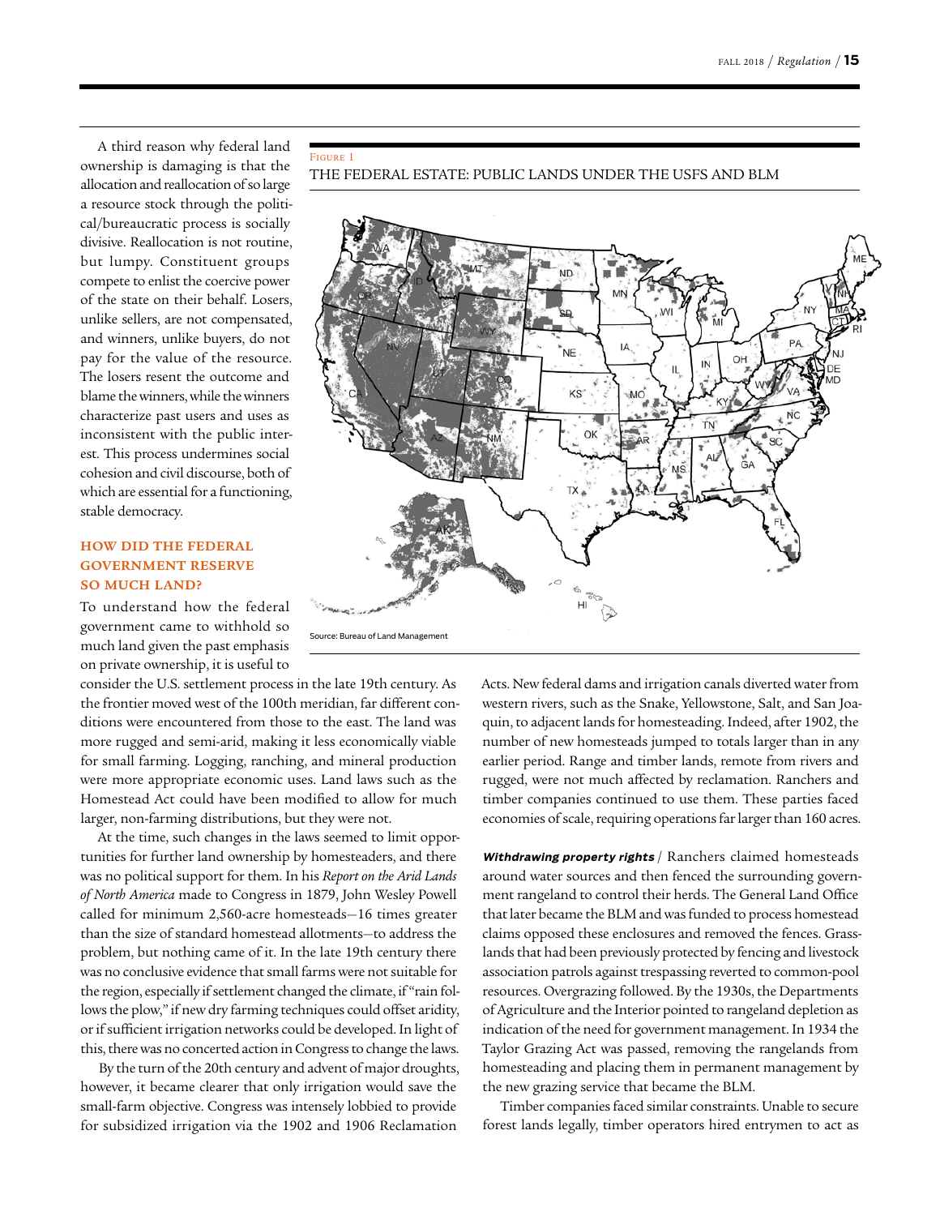A third reason why federal land ownership is damaging is that the allocation and reallocation of so large a resource stock through the political/bureaucratic process is socially divisive. Reallocation is not routine, but lumpy. Constituent groups compete to enlist the coercive power of the state on their behalf. Losers, unlike sellers, are not compensated, and winners, unlike buyers, do not pay for the value of the resource. The losers resent the outcome and blame the winners, while the winners characterize past users and uses as inconsistent with the public interest. This process undermines social cohesion and civil discourse, both of which are essential for a functioning, stable democracy.

Figure 1

THE FEDERAL ESTATE: PUBLIC LANDS UNDER THE USFS AND BLM

Source: Bureau of Land Management

## HOW DID THE FEDERAL GOVERNMENT RESERVE SO MUCH LAND?

To understand how the federal government came to withhold so much land given the past emphasis on private ownership, it is useful to consider the U.S. settlement process in the late 19th century. As the frontier moved west of the 100th meridian, far different conditions were encountered from those to the east. The land was more rugged and semi-arid, making it less economically viable for small farming. Logging, ranching, and mineral production were more appropriate economic uses. Land laws such as the Homestead Act could have been modified to allow for much larger, non-farming distributions, but they were not.

At the time, such changes in the laws seemed to limit opportunities for further land ownership by homesteaders, and there was no political support for them. In his *Report on the Arid Lands of North America* made to Congress in 1879, John Wesley Powell called for minimum 2,560-acre homesteads—16 times greater than the size of standard homestead allotments—to address the problem, but nothing came of it. In the late 19th century there was no conclusive evidence that small farms were not suitable for the region, especially if settlement changed the climate, if "rain follows the plow," if new dry farming techniques could offset aridity, or if sufficient irrigation networks could be developed. In light of this, there was no concerted action in Congress to change the laws.

By the turn of the 20th century and advent of major droughts, however, it became clearer that only irrigation would save the small-farm objective. Congress was intensely lobbied to provide for subsidized irrigation via the 1902 and 1906 Reclamation Acts. New federal dams and irrigation canals diverted water from western rivers, such as the Snake, Yellowstone, Salt, and San Joaquin, to adjacent lands for homesteading. Indeed, after 1902, the number of new homesteads jumped to totals larger than in any earlier period. Range and timber lands, remote from rivers and rugged, were not much affected by reclamation. Ranchers and timber companies continued to use them. These parties faced economies of scale, requiring operations far larger than 160 acres.

***Withdrawing property rights*** / Ranchers claimed homesteads around water sources and then fenced the surrounding government rangeland to control their herds. The General Land Office that later became the BLM and was funded to process homestead claims opposed these enclosures and removed the fences. Grasslands that had been previously protected by fencing and livestock association patrols against trespassing reverted to common-pool resources. Overgrazing followed. By the 1930s, the Departments of Agriculture and the Interior pointed to rangeland depletion as indication of the need for government management. In 1934 the Taylor Grazing Act was passed, removing the rangelands from homesteading and placing them in permanent management by the new grazing service that became the BLM.

Timber companies faced similar constraints. Unable to secure forest lands legally, timber operators hired entrymen to act as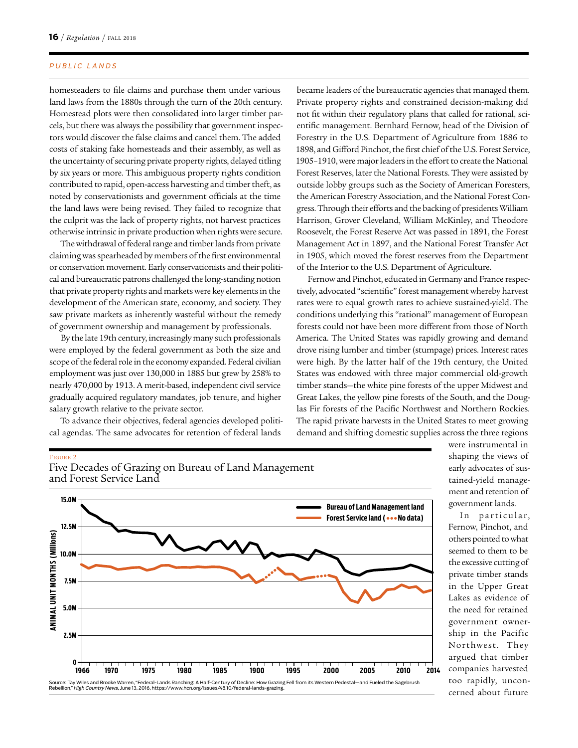homesteaders to file claims and purchase them under various land laws from the 1880s through the turn of the 20th century. Homestead plots were then consolidated into larger timber parcels, but there was always the possibility that government inspectors would discover the false claims and cancel them. The added costs of staking fake homesteads and their assembly, as well as the uncertainty of securing private property rights, delayed titling by six years or more. This ambiguous property rights condition contributed to rapid, open-access harvesting and timber theft, as noted by conservationists and government officials at the time the land laws were being revised. They failed to recognize that the culprit was the lack of property rights, not harvest practices otherwise intrinsic in private production when rights were secure.

The withdrawal of federal range and timber lands from private claiming was spearheaded by members of the first environmental or conservation movement. Early conservationists and their political and bureaucratic patrons challenged the long-standing notion that private property rights and markets were key elements in the development of the American state, economy, and society. They saw private markets as inherently wasteful without the remedy of government ownership and management by professionals.

By the late 19th century, increasingly many such professionals were employed by the federal government as both the size and scope of the federal role in the economy expanded. Federal civilian employment was just over 130,000 in 1885 but grew by 258% to nearly 470,000 by 1913. A merit-based, independent civil service gradually acquired regulatory mandates, job tenure, and higher salary growth relative to the private sector.

To advance their objectives, federal agencies developed political agendas. The same advocates for retention of federal lands became leaders of the bureaucratic agencies that managed them. Private property rights and constrained decision-making did not fit within their regulatory plans that called for rational, scientific management. Bernhard Fernow, head of the Division of Forestry in the U.S. Department of Agriculture from 1886 to 1898, and Gifford Pinchot, the first chief of the U.S. Forest Service, 1905–1910, were major leaders in the effort to create the National Forest Reserves, later the National Forests. They were assisted by outside lobby groups such as the Society of American Foresters, the American Forestry Association, and the National Forest Congress. Through their efforts and the backing of presidents William Harrison, Grover Cleveland, William McKinley, and Theodore Roosevelt, the Forest Reserve Act was passed in 1891, the Forest Management Act in 1897, and the National Forest Transfer Act in 1905, which moved the forest reserves from the Department of the Interior to the U.S. Department of Agriculture.

Fernow and Pinchot, educated in Germany and France respectively, advocated "scientific" forest management whereby harvest rates were to equal growth rates to achieve sustained-yield. The conditions underlying this "rational" management of European forests could not have been more different from those of North America. The United States was rapidly growing and demand drove rising lumber and timber (stumpage) prices. Interest rates were high. By the latter half of the 19th century, the United States was endowed with three major commercial old-growth timber stands—the white pine forests of the upper Midwest and Great Lakes, the yellow pine forests of the South, and the Douglas Fir forests of the Pacific Northwest and Northern Rockies. The rapid private harvests in the United States to meet growing demand and shifting domestic supplies across the three regions were instrumental in shaping the views of early advocates of sustained-yield management and retention of government lands.

In particular, Fernow, Pinchot, and others pointed to what seemed to them to be the excessive cutting of private timber stands in the Upper Great Lakes as evidence of the need for retained government ownership in the Pacific Northwest. They argued that timber companies harvested too rapidly, unconcerned about future

Figure 2

Five Decades of Grazing on Bureau of Land Management and Forest Service Land

Source: Tay Wiles and Brooke Warren, "Federal-Lands Ranching: A Half-Century of Decline: How Grazing Fell from its Western Pedestal—and Fueled the Sagebrush Rebellion," *High Country News*, June 13, 2016, https://www.hcn.org/issues/48.10/federal-lands-grazing.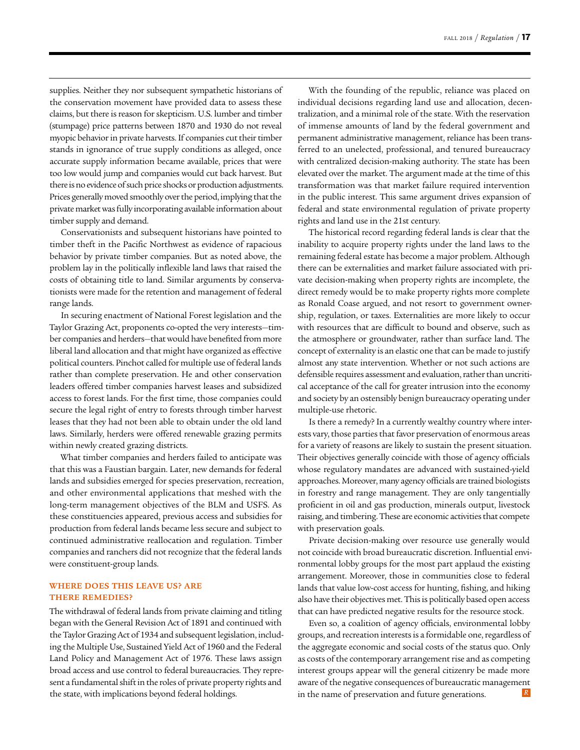supplies. Neither they nor subsequent sympathetic historians of the conservation movement have provided data to assess these claims, but there is reason for skepticism. U.S. lumber and timber (stumpage) price patterns between 1870 and 1930 do not reveal myopic behavior in private harvests. If companies cut their timber stands in ignorance of true supply conditions as alleged, once accurate supply information became available, prices that were too low would jump and companies would cut back harvest. But there is no evidence of such price shocks or production adjustments. Prices generally moved smoothly over the period, implying that the private market was fully incorporating available information about timber supply and demand.

Conservationists and subsequent historians have pointed to timber theft in the Pacific Northwest as evidence of rapacious behavior by private timber companies. But as noted above, the problem lay in the politically inflexible land laws that raised the costs of obtaining title to land. Similar arguments by conservationists were made for the retention and management of federal range lands.

In securing enactment of National Forest legislation and the Taylor Grazing Act, proponents co-opted the very interests—timber companies and herders—that would have benefited from more liberal land allocation and that might have organized as effective political counters. Pinchot called for multiple use of federal lands rather than complete preservation. He and other conservation leaders offered timber companies harvest leases and subsidized access to forest lands. For the first time, those companies could secure the legal right of entry to forests through timber harvest leases that they had not been able to obtain under the old land laws. Similarly, herders were offered renewable grazing permits within newly created grazing districts.

What timber companies and herders failed to anticipate was that this was a Faustian bargain. Later, new demands for federal lands and subsidies emerged for species preservation, recreation, and other environmental applications that meshed with the long-term management objectives of the BLM and USFS. As these constituencies appeared, previous access and subsidies for production from federal lands became less secure and subject to continued administrative reallocation and regulation. Timber companies and ranchers did not recognize that the federal lands were constituent-group lands.

### WHERE DOES THIS LEAVE US? ARE THERE REMEDIES?

The withdrawal of federal lands from private claiming and titling began with the General Revision Act of 1891 and continued with the Taylor Grazing Act of 1934 and subsequent legislation, including the Multiple Use, Sustained Yield Act of 1960 and the Federal Land Policy and Management Act of 1976. These laws assign broad access and use control to federal bureaucracies. They represent a fundamental shift in the roles of private property rights and the state, with implications beyond federal holdings.

With the founding of the republic, reliance was placed on individual decisions regarding land use and allocation, decentralization, and a minimal role of the state. With the reservation of immense amounts of land by the federal government and permanent administrative management, reliance has been transferred to an unelected, professional, and tenured bureaucracy with centralized decision-making authority. The state has been elevated over the market. The argument made at the time of this transformation was that market failure required intervention in the public interest. This same argument drives expansion of federal and state environmental regulation of private property rights and land use in the 21st century.

The historical record regarding federal lands is clear that the inability to acquire property rights under the land laws to the remaining federal estate has become a major problem. Although there can be externalities and market failure associated with private decision-making when property rights are incomplete, the direct remedy would be to make property rights more complete as Ronald Coase argued, and not resort to government ownership, regulation, or taxes. Externalities are more likely to occur with resources that are difficult to bound and observe, such as the atmosphere or groundwater, rather than surface land. The concept of externality is an elastic one that can be made to justify almost any state intervention. Whether or not such actions are defensible requires assessment and evaluation, rather than uncritical acceptance of the call for greater intrusion into the economy and society by an ostensibly benign bureaucracy operating under multiple-use rhetoric.

Is there a remedy? In a currently wealthy country where interests vary, those parties that favor preservation of enormous areas for a variety of reasons are likely to sustain the present situation. Their objectives generally coincide with those of agency officials whose regulatory mandates are advanced with sustained-yield approaches. Moreover, many agency officials are trained biologists in forestry and range management. They are only tangentially proficient in oil and gas production, minerals output, livestock raising, and timbering. These are economic activities that compete with preservation goals.

Private decision-making over resource use generally would not coincide with broad bureaucratic discretion. Influential environmental lobby groups for the most part applaud the existing arrangement. Moreover, those in communities close to federal lands that value low-cost access for hunting, fishing, and hiking also have their objectives met. This is politically based open access that can have predicted negative results for the resource stock.

Even so, a coalition of agency officials, environmental lobby groups, and recreation interests is a formidable one, regardless of the aggregate economic and social costs of the status quo. Only as costs of the contemporary arrangement rise and as competing interest groups appear will the general citizenry be made more aware of the negative consequences of bureaucratic management in the name of preservation and future generations.